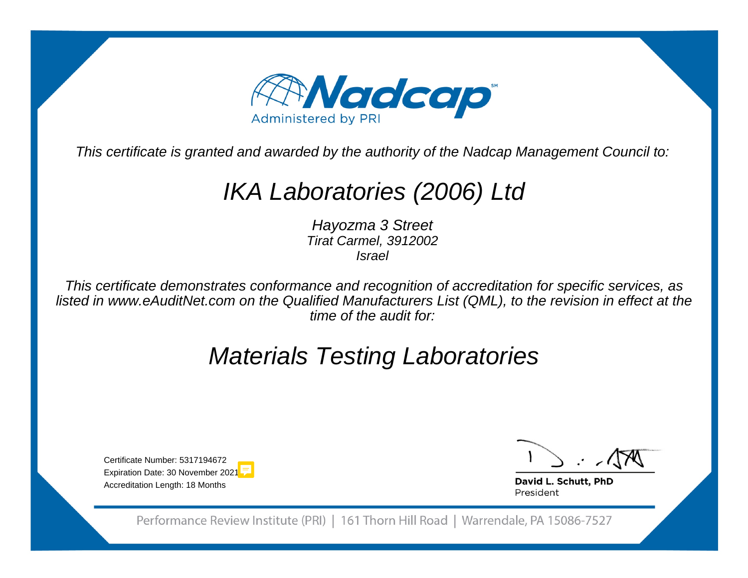# Nadcap

Administered by PRI

*This certificate is granted and awarded by the authority of the Nadcap Management Council to:*

## *IKA Laboratories (2006) Ltd*

*Hayozma 3 Street*
*Tirat Carmel, 3912002*
*Israel*

*This certificate demonstrates conformance and recognition of accreditation for specific services, as listed in www.eAuditNet.com on the Qualified Manufacturers List (QML), to the revision in effect at the time of the audit for:*

## *Materials Testing Laboratories*

Certificate Number: 5317194672
Expiration Date: 30 November 2021
Accreditation Length: 18 Months

**David L. Schutt, PhD**
President

Performance Review Institute (PRI) | 161 Thorn Hill Road | Warrendale, PA 15086-7527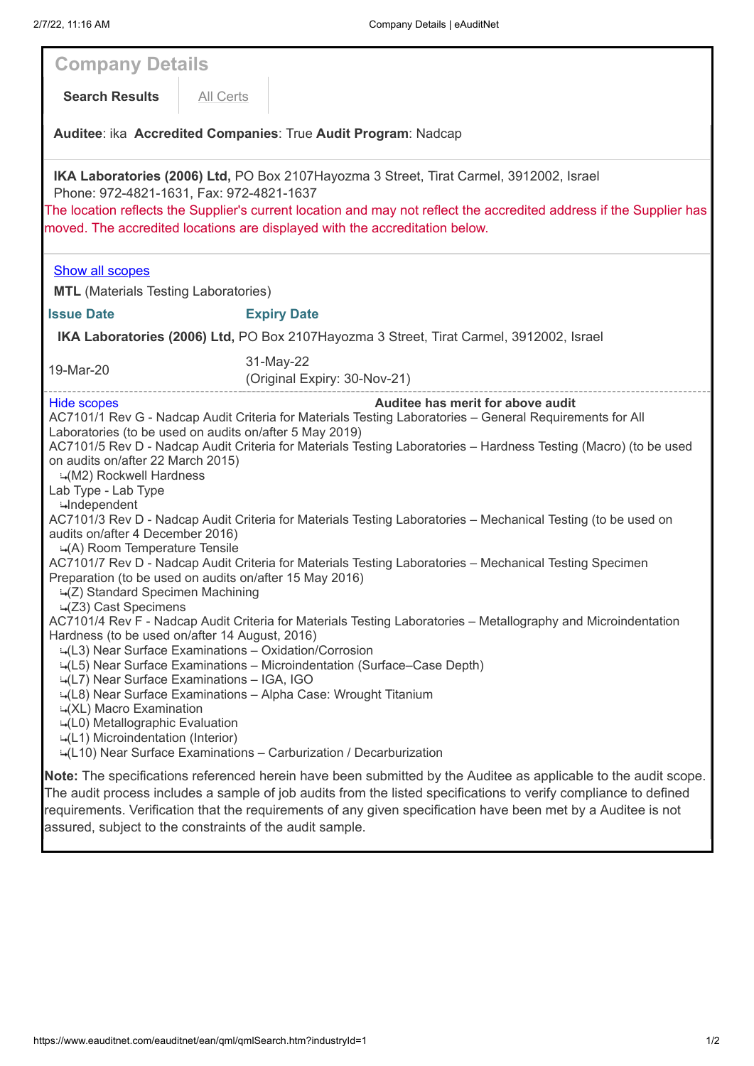# Company Details

**Search Results** | All Certs

**Auditee**: ika **Accredited Companies**: True **Audit Program**: Nadcap

**IKA Laboratories (2006) Ltd,** PO Box 2107Hayozma 3 Street, Tirat Carmel, 3912002, Israel
Phone: 972-4821-1631, Fax: 972-4821-1637

The location reflects the Supplier's current location and may not reflect the accredited address if the Supplier has moved. The accredited locations are displayed with the accreditation below.

Show all scopes

**MTL** (Materials Testing Laboratories)

| Issue Date | Expiry Date |
|---|---|
| **IKA Laboratories (2006) Ltd,** PO Box 2107Hayozma 3 Street, Tirat Carmel, 3912002, Israel | |
| 19-Mar-20 | 31-May-22 (Original Expiry: 30-Nov-21) |

Hide scopes **Auditee has merit for above audit**

AC7101/1 Rev G - Nadcap Audit Criteria for Materials Testing Laboratories – General Requirements for All Laboratories (to be used on audits on/after 5 May 2019)

AC7101/5 Rev D - Nadcap Audit Criteria for Materials Testing Laboratories – Hardness Testing (Macro) (to be used on audits on/after 22 March 2015)
- (M2) Rockwell Hardness

Lab Type - Lab Type
- Independent

AC7101/3 Rev D - Nadcap Audit Criteria for Materials Testing Laboratories – Mechanical Testing (to be used on audits on/after 4 December 2016)
- (A) Room Temperature Tensile

AC7101/7 Rev D - Nadcap Audit Criteria for Materials Testing Laboratories – Mechanical Testing Specimen Preparation (to be used on audits on/after 15 May 2016)
- (Z) Standard Specimen Machining
- (Z3) Cast Specimens

AC7101/4 Rev F - Nadcap Audit Criteria for Materials Testing Laboratories – Metallography and Microindentation Hardness (to be used on/after 14 August, 2016)
- (L3) Near Surface Examinations – Oxidation/Corrosion
- (L5) Near Surface Examinations – Microindentation (Surface–Case Depth)
- (L7) Near Surface Examinations – IGA, IGO
- (L8) Near Surface Examinations – Alpha Case: Wrought Titanium
- (XL) Macro Examination
- (L0) Metallographic Evaluation
- (L1) Microindentation (Interior)
- (L10) Near Surface Examinations – Carburization / Decarburization

**Note:** The specifications referenced herein have been submitted by the Auditee as applicable to the audit scope. The audit process includes a sample of job audits from the listed specifications to verify compliance to defined requirements. Verification that the requirements of any given specification have been met by a Auditee is not assured, subject to the constraints of the audit sample.